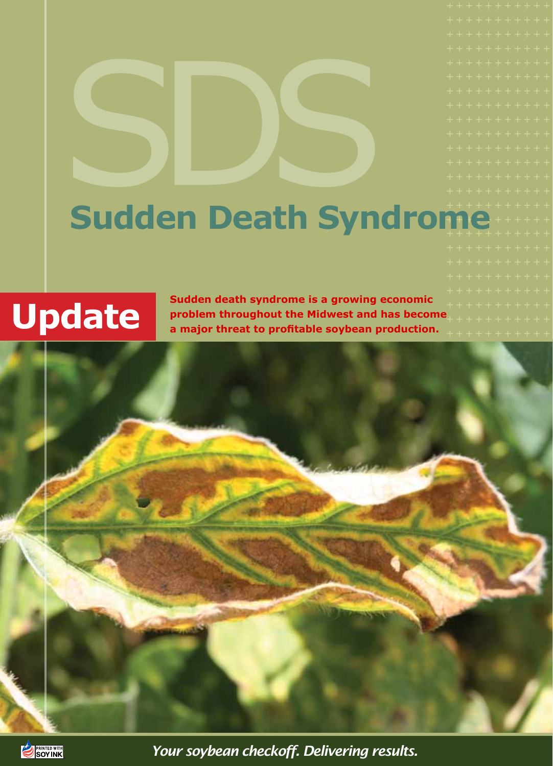# SDS

# Sudden Death Syndrome

## Update

**Sudden death syndrome is a growing economic problem throughout the Midwest and has become a major threat to profitable soybean production.**

PRINTED WITH SOY INK

*Your soybean checkoff. Delivering results.*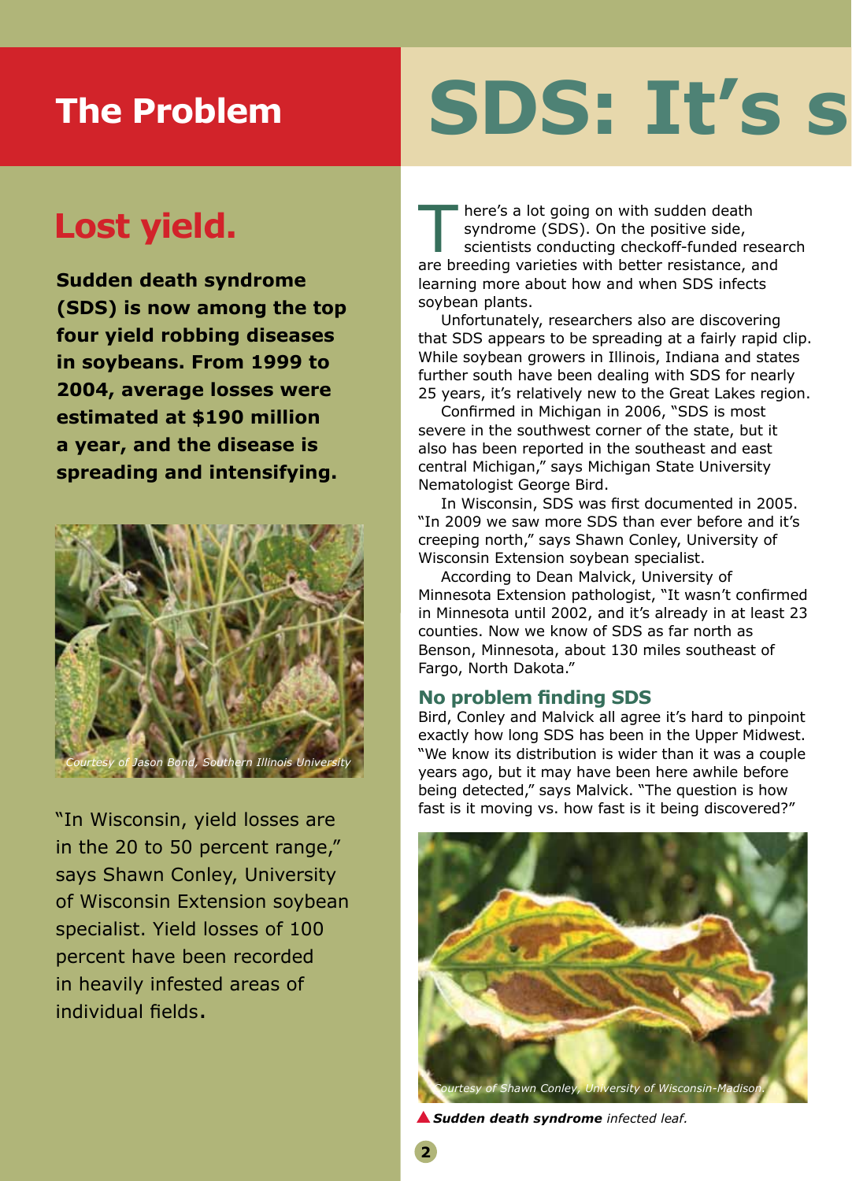## The Problem

# SDS: It's s

## Lost yield.

**Sudden death syndrome (SDS) is now among the top four yield robbing diseases in soybeans. From 1999 to 2004, average losses were estimated at $190 million a year, and the disease is spreading and intensifying.**

*Courtesy of Jason Bond, Southern Illinois University*

"In Wisconsin, yield losses are in the 20 to 50 percent range," says Shawn Conley, University of Wisconsin Extension soybean specialist. Yield losses of 100 percent have been recorded in heavily infested areas of individual fields.

There's a lot going on with sudden death syndrome (SDS). On the positive side, scientists conducting checkoff-funded research are breeding varieties with better resistance, and learning more about how and when SDS infects soybean plants.

Unfortunately, researchers also are discovering that SDS appears to be spreading at a fairly rapid clip. While soybean growers in Illinois, Indiana and states further south have been dealing with SDS for nearly 25 years, it's relatively new to the Great Lakes region.

Confirmed in Michigan in 2006, "SDS is most severe in the southwest corner of the state, but it also has been reported in the southeast and east central Michigan," says Michigan State University Nematologist George Bird.

In Wisconsin, SDS was first documented in 2005. "In 2009 we saw more SDS than ever before and it's creeping north," says Shawn Conley, University of Wisconsin Extension soybean specialist.

According to Dean Malvick, University of Minnesota Extension pathologist, "It wasn't confirmed in Minnesota until 2002, and it's already in at least 23 counties. Now we know of SDS as far north as Benson, Minnesota, about 130 miles southeast of Fargo, North Dakota."

### No problem finding SDS

Bird, Conley and Malvick all agree it's hard to pinpoint exactly how long SDS has been in the Upper Midwest. "We know its distribution is wider than it was a couple years ago, but it may have been here awhile before being detected," says Malvick. "The question is how fast is it moving vs. how fast is it being discovered?"

*Courtesy of Shawn Conley, University of Wisconsin-Madison.*

***Sudden death syndrome*** *infected leaf.*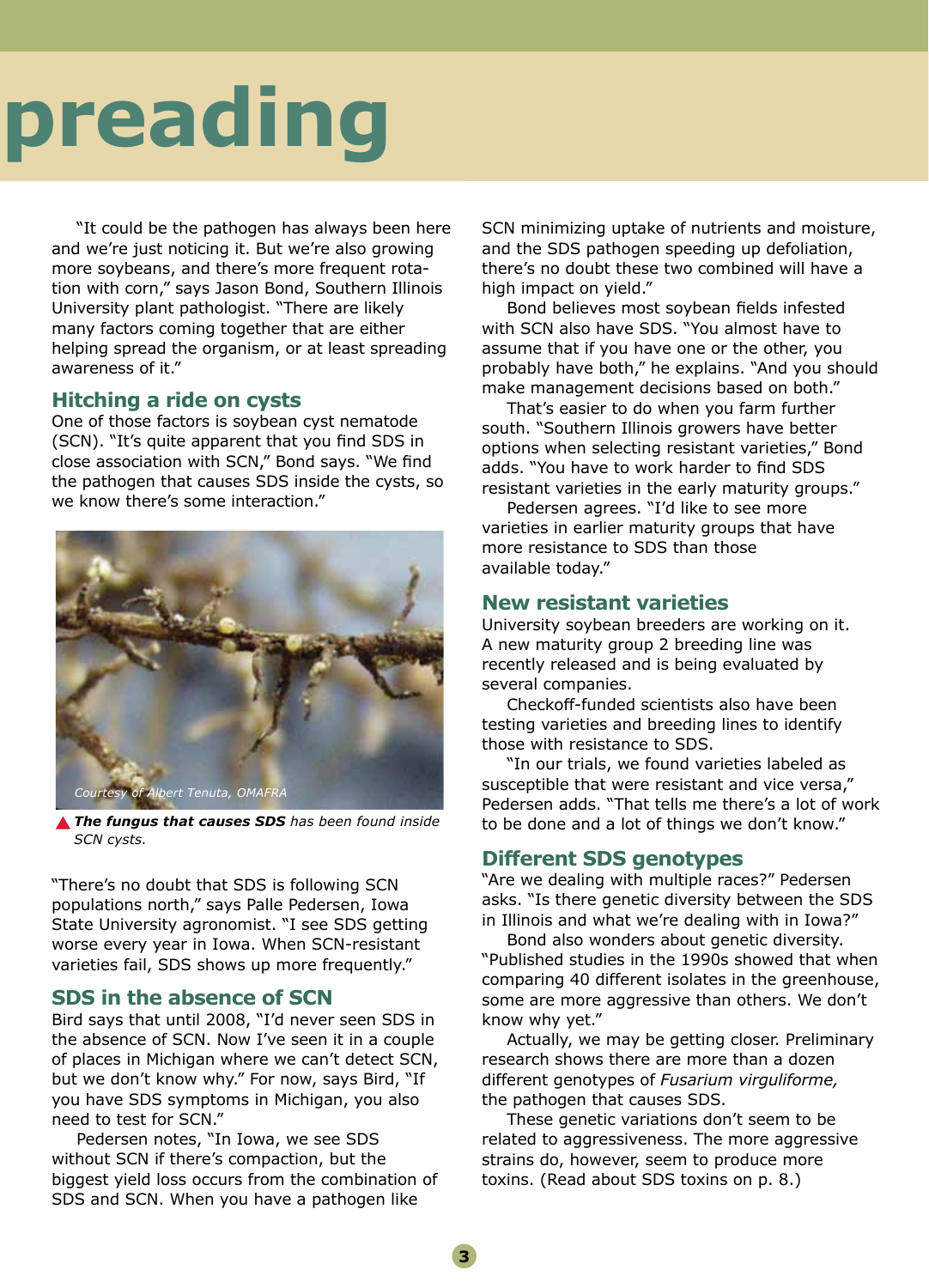# preading

"It could be the pathogen has always been here and we're just noticing it. But we're also growing more soybeans, and there's more frequent rotation with corn," says Jason Bond, Southern Illinois University plant pathologist. "There are likely many factors coming together that are either helping spread the organism, or at least spreading awareness of it."

## Hitching a ride on cysts

One of those factors is soybean cyst nematode (SCN). "It's quite apparent that you find SDS in close association with SCN," Bond says. "We find the pathogen that causes SDS inside the cysts, so we know there's some interaction."

Courtesy of Albert Tenuta, OMAFRA

▲ ***The fungus that causes SDS** has been found inside SCN cysts.*

"There's no doubt that SDS is following SCN populations north," says Palle Pedersen, Iowa State University agronomist. "I see SDS getting worse every year in Iowa. When SCN-resistant varieties fail, SDS shows up more frequently."

## SDS in the absence of SCN

Bird says that until 2008, "I'd never seen SDS in the absence of SCN. Now I've seen it in a couple of places in Michigan where we can't detect SCN, but we don't know why." For now, says Bird, "If you have SDS symptoms in Michigan, you also need to test for SCN."

Pedersen notes, "In Iowa, we see SDS without SCN if there's compaction, but the biggest yield loss occurs from the combination of SDS and SCN. When you have a pathogen like SCN minimizing uptake of nutrients and moisture, and the SDS pathogen speeding up defoliation, there's no doubt these two combined will have a high impact on yield."

Bond believes most soybean fields infested with SCN also have SDS. "You almost have to assume that if you have one or the other, you probably have both," he explains. "And you should make management decisions based on both."

That's easier to do when you farm further south. "Southern Illinois growers have better options when selecting resistant varieties," Bond adds. "You have to work harder to find SDS resistant varieties in the early maturity groups."

Pedersen agrees. "I'd like to see more varieties in earlier maturity groups that have more resistance to SDS than those available today."

## New resistant varieties

University soybean breeders are working on it. A new maturity group 2 breeding line was recently released and is being evaluated by several companies.

Checkoff-funded scientists also have been testing varieties and breeding lines to identify those with resistance to SDS.

"In our trials, we found varieties labeled as susceptible that were resistant and vice versa," Pedersen adds. "That tells me there's a lot of work to be done and a lot of things we don't know."

## Different SDS genotypes

"Are we dealing with multiple races?" Pedersen asks. "Is there genetic diversity between the SDS in Illinois and what we're dealing with in Iowa?"

Bond also wonders about genetic diversity. "Published studies in the 1990s showed that when comparing 40 different isolates in the greenhouse, some are more aggressive than others. We don't know why yet."

Actually, we may be getting closer. Preliminary research shows there are more than a dozen different genotypes of *Fusarium virguliforme,* the pathogen that causes SDS.

These genetic variations don't seem to be related to aggressiveness. The more aggressive strains do, however, seem to produce more toxins. (Read about SDS toxins on p. 8.)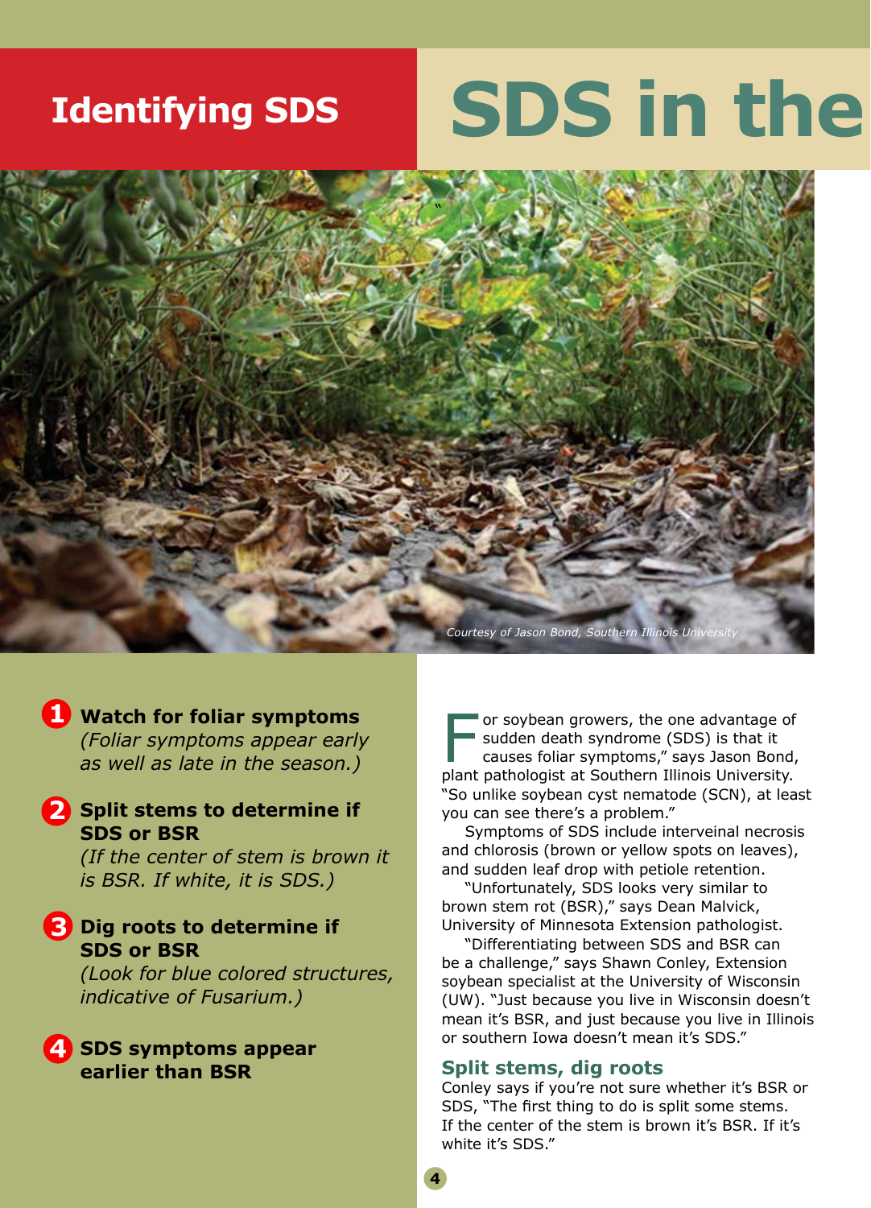# Identifying SDS

# SDS in the

Courtesy of Jason Bond, Southern Illinois University

1. **Watch for foliar symptoms**
   *(Foliar symptoms appear early as well as late in the season.)*

2. **Split stems to determine if SDS or BSR**
   *(If the center of stem is brown it is BSR. If white, it is SDS.)*

3. **Dig roots to determine if SDS or BSR**
   *(Look for blue colored structures, indicative of Fusarium.)*

4. **SDS symptoms appear earlier than BSR**

For soybean growers, the one advantage of sudden death syndrome (SDS) is that it causes foliar symptoms," says Jason Bond, plant pathologist at Southern Illinois University. "So unlike soybean cyst nematode (SCN), at least you can see there's a problem."

Symptoms of SDS include interveinal necrosis and chlorosis (brown or yellow spots on leaves), and sudden leaf drop with petiole retention.

"Unfortunately, SDS looks very similar to brown stem rot (BSR)," says Dean Malvick, University of Minnesota Extension pathologist.

"Differentiating between SDS and BSR can be a challenge," says Shawn Conley, Extension soybean specialist at the University of Wisconsin (UW). "Just because you live in Wisconsin doesn't mean it's BSR, and just because you live in Illinois or southern Iowa doesn't mean it's SDS."

## Split stems, dig roots

Conley says if you're not sure whether it's BSR or SDS, "The first thing to do is split some stems. If the center of the stem is brown it's BSR. If it's white it's SDS."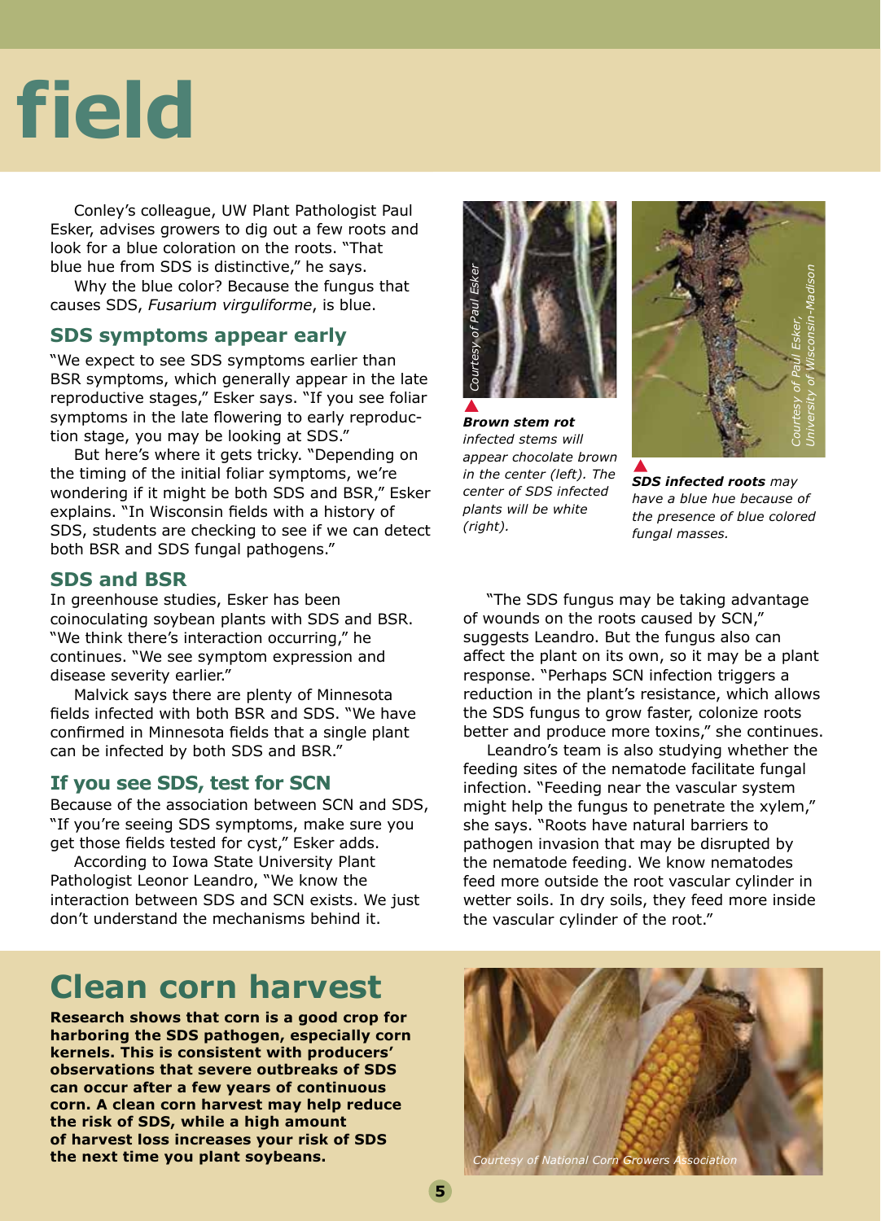# field

Conley's colleague, UW Plant Pathologist Paul Esker, advises growers to dig out a few roots and look for a blue coloration on the roots. "That blue hue from SDS is distinctive," he says.

Why the blue color? Because the fungus that causes SDS, *Fusarium virguliforme*, is blue.

## SDS symptoms appear early

"We expect to see SDS symptoms earlier than BSR symptoms, which generally appear in the late reproductive stages," Esker says. "If you see foliar symptoms in the late flowering to early reproduction stage, you may be looking at SDS."

But here's where it gets tricky. "Depending on the timing of the initial foliar symptoms, we're wondering if it might be both SDS and BSR," Esker explains. "In Wisconsin fields with a history of SDS, students are checking to see if we can detect both BSR and SDS fungal pathogens."

## SDS and BSR

In greenhouse studies, Esker has been coinoculating soybean plants with SDS and BSR. "We think there's interaction occurring," he continues. "We see symptom expression and disease severity earlier."

Malvick says there are plenty of Minnesota fields infected with both BSR and SDS. "We have confirmed in Minnesota fields that a single plant can be infected by both SDS and BSR."

## If you see SDS, test for SCN

Because of the association between SCN and SDS, "If you're seeing SDS symptoms, make sure you get those fields tested for cyst," Esker adds.

According to Iowa State University Plant Pathologist Leonor Leandro, "We know the interaction between SDS and SCN exists. We just don't understand the mechanisms behind it.

Courtesy of Paul Esker

***Brown stem rot** infected stems will appear chocolate brown in the center (left). The center of SDS infected plants will be white (right).*

Courtesy of Paul Esker, University of Wisconsin-Madison

***SDS infected roots** may have a blue hue because of the presence of blue colored fungal masses.*

"The SDS fungus may be taking advantage of wounds on the roots caused by SCN," suggests Leandro. But the fungus also can affect the plant on its own, so it may be a plant response. "Perhaps SCN infection triggers a reduction in the plant's resistance, which allows the SDS fungus to grow faster, colonize roots better and produce more toxins," she continues.

Leandro's team is also studying whether the feeding sites of the nematode facilitate fungal infection. "Feeding near the vascular system might help the fungus to penetrate the xylem," she says. "Roots have natural barriers to pathogen invasion that may be disrupted by the nematode feeding. We know nematodes feed more outside the root vascular cylinder in wetter soils. In dry soils, they feed more inside the vascular cylinder of the root."

## Clean corn harvest

**Research shows that corn is a good crop for harboring the SDS pathogen, especially corn kernels. This is consistent with producers' observations that severe outbreaks of SDS can occur after a few years of continuous corn. A clean corn harvest may help reduce the risk of SDS, while a high amount of harvest loss increases your risk of SDS the next time you plant soybeans.**

*Courtesy of National Corn Growers Association*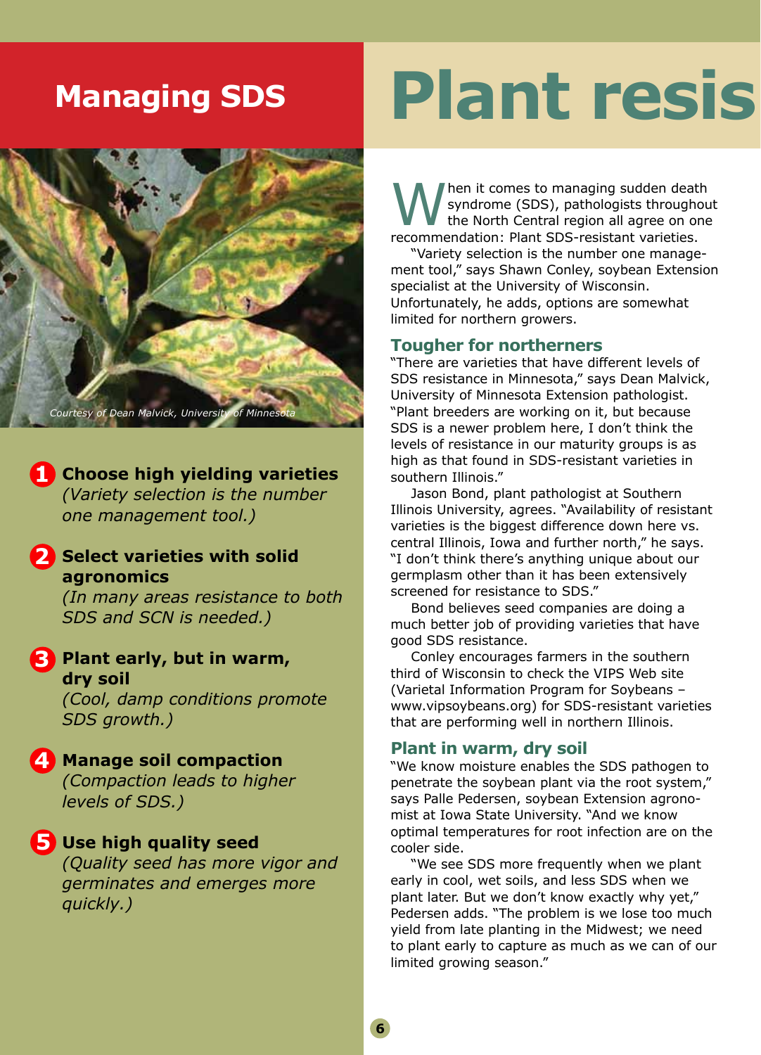## Managing SDS

Courtesy of Dean Malvick, University of Minnesota

1. **Choose high yielding varieties**
   *(Variety selection is the number one management tool.)*
2. **Select varieties with solid agronomics**
   *(In many areas resistance to both SDS and SCN is needed.)*
3. **Plant early, but in warm, dry soil**
   *(Cool, damp conditions promote SDS growth.)*
4. **Manage soil compaction**
   *(Compaction leads to higher levels of SDS.)*
5. **Use high quality seed**
   *(Quality seed has more vigor and germinates and emerges more quickly.)*

# Plant resis

When it comes to managing sudden death syndrome (SDS), pathologists throughout the North Central region all agree on one recommendation: Plant SDS-resistant varieties.

"Variety selection is the number one management tool," says Shawn Conley, soybean Extension specialist at the University of Wisconsin. Unfortunately, he adds, options are somewhat limited for northern growers.

### Tougher for northerners

"There are varieties that have different levels of SDS resistance in Minnesota," says Dean Malvick, University of Minnesota Extension pathologist. "Plant breeders are working on it, but because SDS is a newer problem here, I don't think the levels of resistance in our maturity groups is as high as that found in SDS-resistant varieties in southern Illinois."

Jason Bond, plant pathologist at Southern Illinois University, agrees. "Availability of resistant varieties is the biggest difference down here vs. central Illinois, Iowa and further north," he says. "I don't think there's anything unique about our germplasm other than it has been extensively screened for resistance to SDS."

Bond believes seed companies are doing a much better job of providing varieties that have good SDS resistance.

Conley encourages farmers in the southern third of Wisconsin to check the VIPS Web site (Varietal Information Program for Soybeans – www.vipsoybeans.org) for SDS-resistant varieties that are performing well in northern Illinois.

### Plant in warm, dry soil

"We know moisture enables the SDS pathogen to penetrate the soybean plant via the root system," says Palle Pedersen, soybean Extension agronomist at Iowa State University. "And we know optimal temperatures for root infection are on the cooler side.

"We see SDS more frequently when we plant early in cool, wet soils, and less SDS when we plant later. But we don't know exactly why yet," Pedersen adds. "The problem is we lose too much yield from late planting in the Midwest; we need to plant early to capture as much as we can of our limited growing season."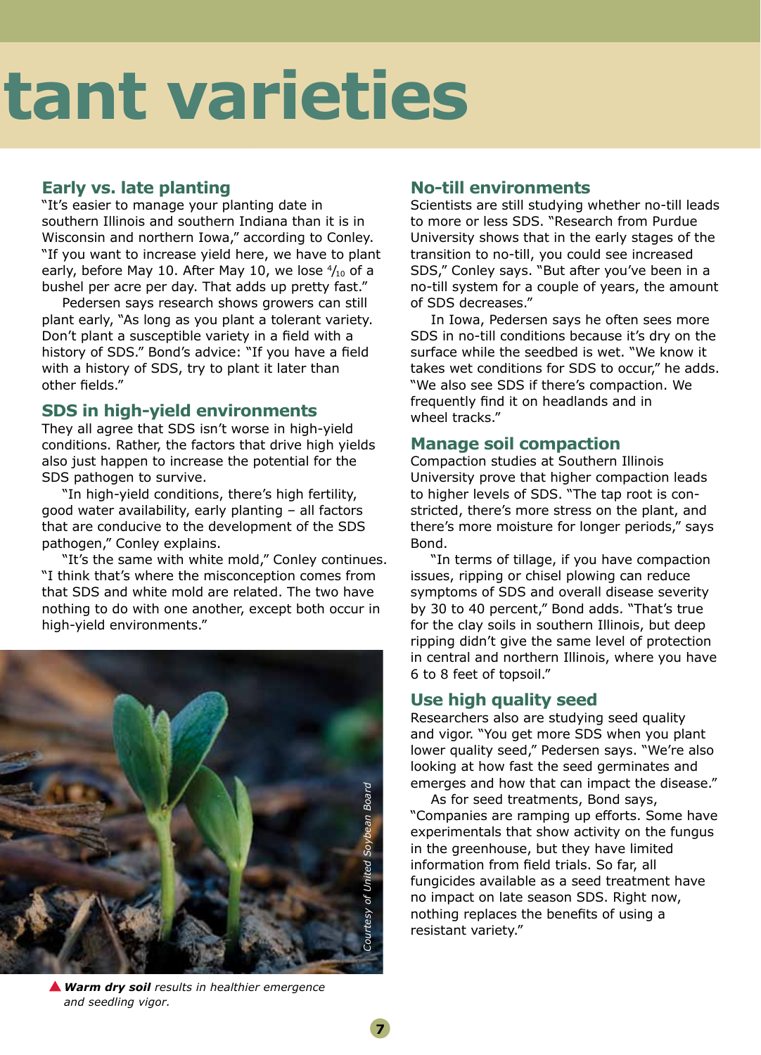# tant varieties

## Early vs. late planting

"It's easier to manage your planting date in southern Illinois and southern Indiana than it is in Wisconsin and northern Iowa," according to Conley. "If you want to increase yield here, we have to plant early, before May 10. After May 10, we lose $^{4}/_{10}$ of a bushel per acre per day. That adds up pretty fast."

Pedersen says research shows growers can still plant early, "As long as you plant a tolerant variety. Don't plant a susceptible variety in a field with a history of SDS." Bond's advice: "If you have a field with a history of SDS, try to plant it later than other fields."

## SDS in high-yield environments

They all agree that SDS isn't worse in high-yield conditions. Rather, the factors that drive high yields also just happen to increase the potential for the SDS pathogen to survive.

"In high-yield conditions, there's high fertility, good water availability, early planting – all factors that are conducive to the development of the SDS pathogen," Conley explains.

"It's the same with white mold," Conley continues. "I think that's where the misconception comes from that SDS and white mold are related. The two have nothing to do with one another, except both occur in high-yield environments."

*Courtesy of United Soybean Board*

***Warm dry soil*** *results in healthier emergence and seedling vigor.*

## No-till environments

Scientists are still studying whether no-till leads to more or less SDS. "Research from Purdue University shows that in the early stages of the transition to no-till, you could see increased SDS," Conley says. "But after you've been in a no-till system for a couple of years, the amount of SDS decreases."

In Iowa, Pedersen says he often sees more SDS in no-till conditions because it's dry on the surface while the seedbed is wet. "We know it takes wet conditions for SDS to occur," he adds. "We also see SDS if there's compaction. We frequently find it on headlands and in wheel tracks."

## Manage soil compaction

Compaction studies at Southern Illinois University prove that higher compaction leads to higher levels of SDS. "The tap root is constricted, there's more stress on the plant, and there's more moisture for longer periods," says Bond.

"In terms of tillage, if you have compaction issues, ripping or chisel plowing can reduce symptoms of SDS and overall disease severity by 30 to 40 percent," Bond adds. "That's true for the clay soils in southern Illinois, but deep ripping didn't give the same level of protection in central and northern Illinois, where you have 6 to 8 feet of topsoil."

## Use high quality seed

Researchers also are studying seed quality and vigor. "You get more SDS when you plant lower quality seed," Pedersen says. "We're also looking at how fast the seed germinates and emerges and how that can impact the disease."

As for seed treatments, Bond says, "Companies are ramping up efforts. Some have experimentals that show activity on the fungus in the greenhouse, but they have limited information from field trials. So far, all fungicides available as a seed treatment have no impact on late season SDS. Right now, nothing replaces the benefits of using a resistant variety."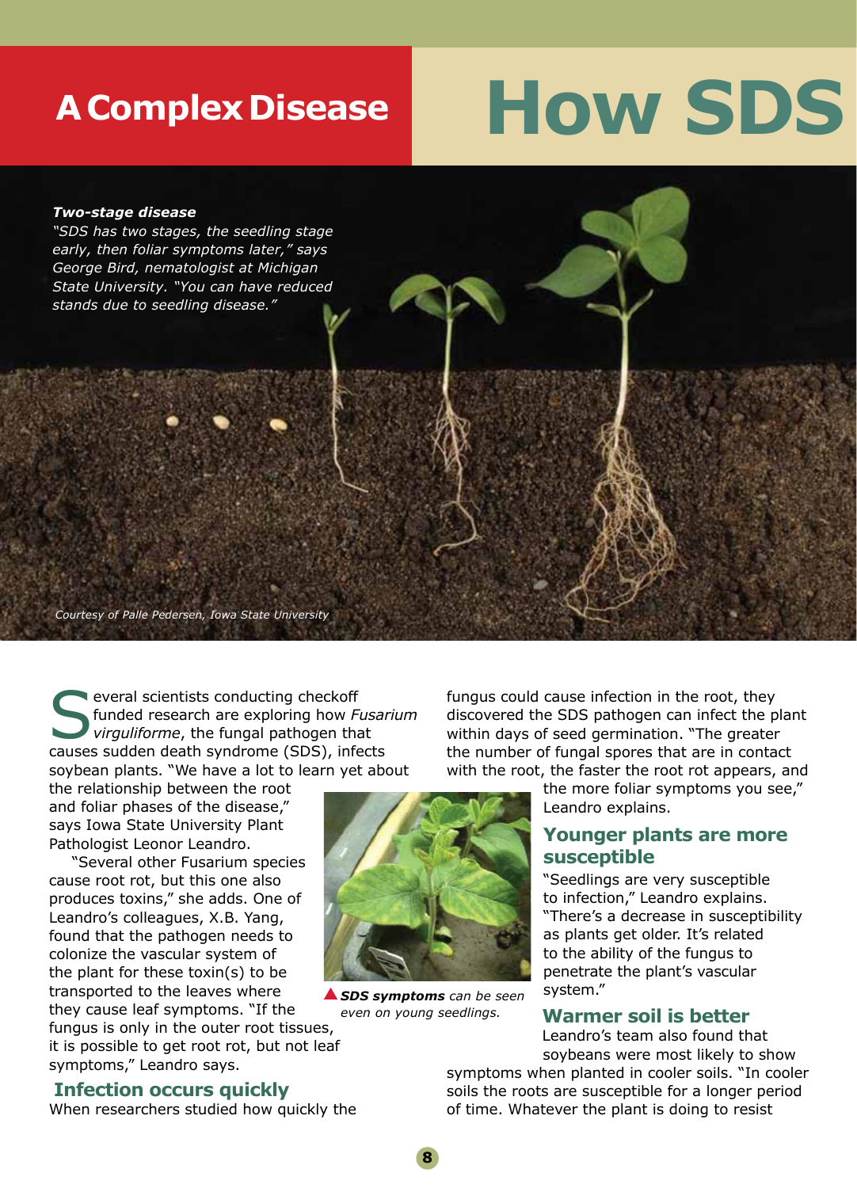# A Complex Disease

# How SDS

***Two-stage disease***

*"SDS has two stages, the seedling stage early, then foliar symptoms later," says George Bird, nematologist at Michigan State University. "You can have reduced stands due to seedling disease."*

*Courtesy of Palle Pedersen, Iowa State University*

Several scientists conducting checkoff funded research are exploring how *Fusarium virguliforme*, the fungal pathogen that causes sudden death syndrome (SDS), infects soybean plants. "We have a lot to learn yet about the relationship between the root and foliar phases of the disease," says Iowa State University Plant Pathologist Leonor Leandro.

"Several other Fusarium species cause root rot, but this one also produces toxins," she adds. One of Leandro's colleagues, X.B. Yang, found that the pathogen needs to colonize the vascular system of the plant for these toxin(s) to be transported to the leaves where they cause leaf symptoms. "If the fungus is only in the outer root tissues, it is possible to get root rot, but not leaf symptoms," Leandro says.

**SDS symptoms** *can be seen even on young seedlings.*

## Infection occurs quickly

When researchers studied how quickly the fungus could cause infection in the root, they discovered the SDS pathogen can infect the plant within days of seed germination. "The greater the number of fungal spores that are in contact with the root, the faster the root rot appears, and the more foliar symptoms you see," Leandro explains.

## Younger plants are more susceptible

"Seedlings are very susceptible to infection," Leandro explains. "There's a decrease in susceptibility as plants get older. It's related to the ability of the fungus to penetrate the plant's vascular system."

## Warmer soil is better

Leandro's team also found that soybeans were most likely to show symptoms when planted in cooler soils. "In cooler soils the roots are susceptible for a longer period of time. Whatever the plant is doing to resist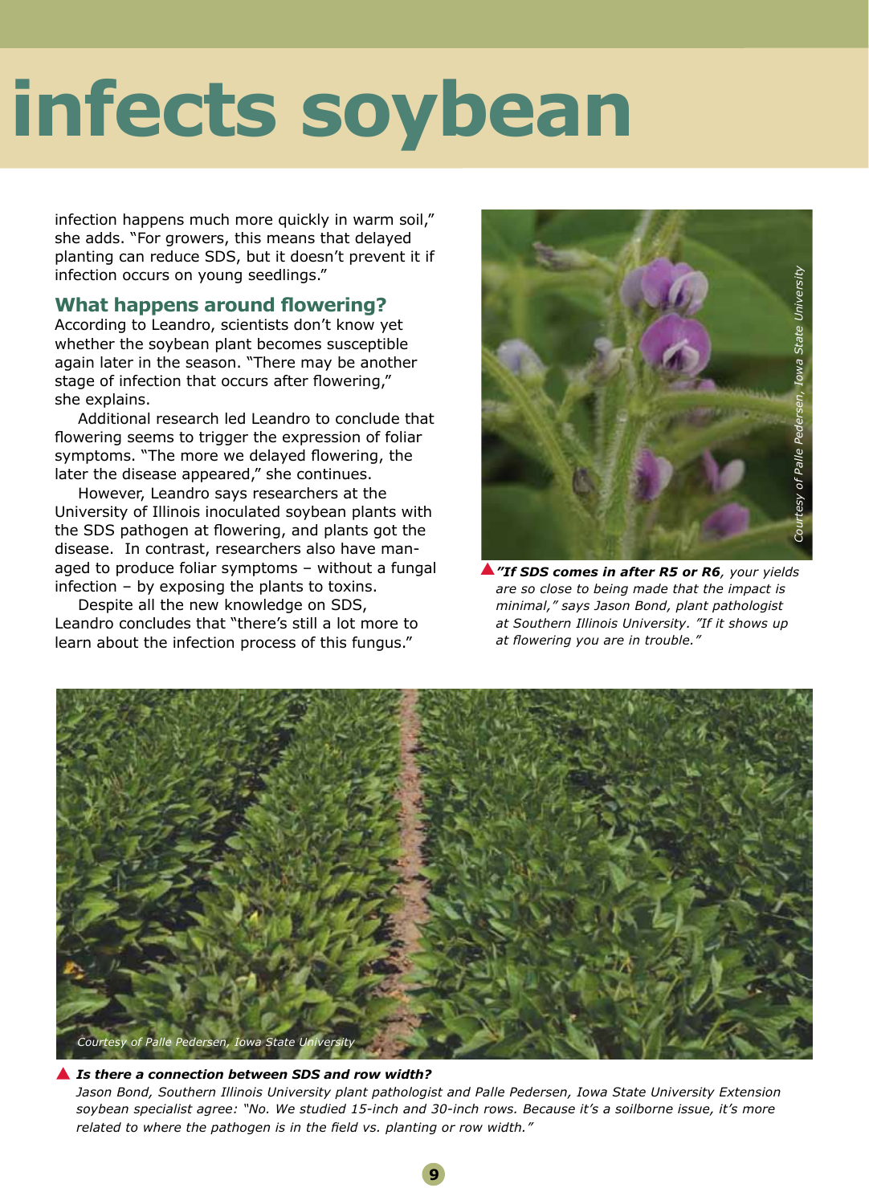# infects soybean

infection happens much more quickly in warm soil," she adds. "For growers, this means that delayed planting can reduce SDS, but it doesn't prevent it if infection occurs on young seedlings."

## What happens around flowering?

According to Leandro, scientists don't know yet whether the soybean plant becomes susceptible again later in the season. "There may be another stage of infection that occurs after flowering," she explains.

Additional research led Leandro to conclude that flowering seems to trigger the expression of foliar symptoms. "The more we delayed flowering, the later the disease appeared," she continues.

However, Leandro says researchers at the University of Illinois inoculated soybean plants with the SDS pathogen at flowering, and plants got the disease. In contrast, researchers also have managed to produce foliar symptoms – without a fungal infection – by exposing the plants to toxins.

Despite all the new knowledge on SDS, Leandro concludes that "there's still a lot more to learn about the infection process of this fungus."

Courtesy of Palle Pedersen, Iowa State University

***"If SDS comes in after R5 or R6**, your yields are so close to being made that the impact is minimal," says Jason Bond, plant pathologist at Southern Illinois University. "If it shows up at flowering you are in trouble."*

Courtesy of Palle Pedersen, Iowa State University

***Is there a connection between SDS and row width?***
*Jason Bond, Southern Illinois University plant pathologist and Palle Pedersen, Iowa State University Extension soybean specialist agree: "No. We studied 15-inch and 30-inch rows. Because it's a soilborne issue, it's more related to where the pathogen is in the field vs. planting or row width."*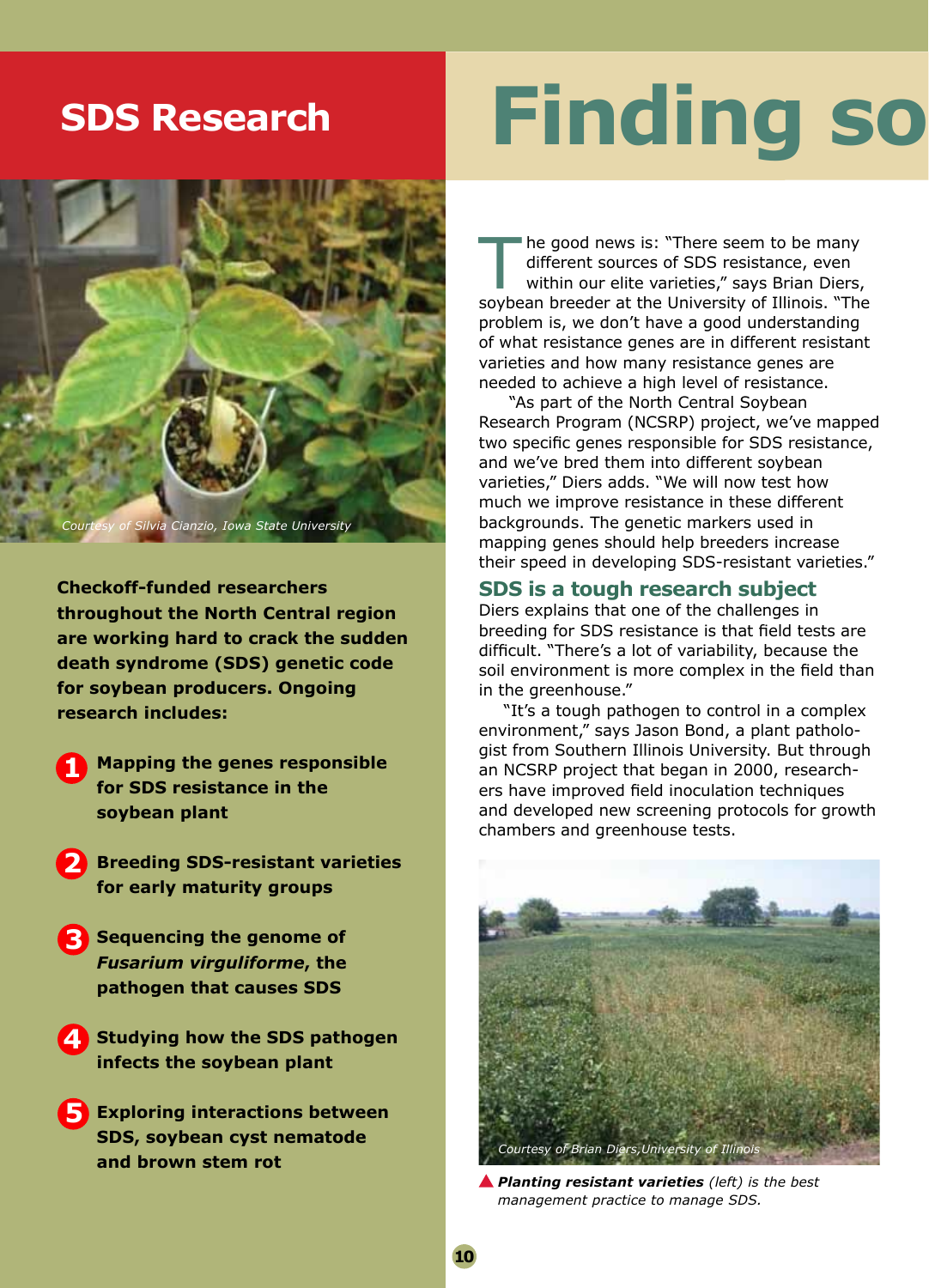# SDS Research

# Finding so

*Courtesy of Silvia Cianzio, Iowa State University*

**Checkoff-funded researchers throughout the North Central region are working hard to crack the sudden death syndrome (SDS) genetic code for soybean producers. Ongoing research includes:**

1. **Mapping the genes responsible for SDS resistance in the soybean plant**
2. **Breeding SDS-resistant varieties for early maturity groups**
3. **Sequencing the genome of *Fusarium virguliforme*, the pathogen that causes SDS**
4. **Studying how the SDS pathogen infects the soybean plant**
5. **Exploring interactions between SDS, soybean cyst nematode and brown stem rot**

The good news is: "There seem to be many different sources of SDS resistance, even within our elite varieties," says Brian Diers, soybean breeder at the University of Illinois. "The problem is, we don't have a good understanding of what resistance genes are in different resistant varieties and how many resistance genes are needed to achieve a high level of resistance.

"As part of the North Central Soybean Research Program (NCSRP) project, we've mapped two specific genes responsible for SDS resistance, and we've bred them into different soybean varieties," Diers adds. "We will now test how much we improve resistance in these different backgrounds. The genetic markers used in mapping genes should help breeders increase their speed in developing SDS-resistant varieties."

## SDS is a tough research subject

Diers explains that one of the challenges in breeding for SDS resistance is that field tests are difficult. "There's a lot of variability, because the soil environment is more complex in the field than in the greenhouse."

"It's a tough pathogen to control in a complex environment," says Jason Bond, a plant pathologist from Southern Illinois University. But through an NCSRP project that began in 2000, researchers have improved field inoculation techniques and developed new screening protocols for growth chambers and greenhouse tests.

*Courtesy of Brian Diers, University of Illinois*

***Planting resistant varieties*** *(left) is the best management practice to manage SDS.*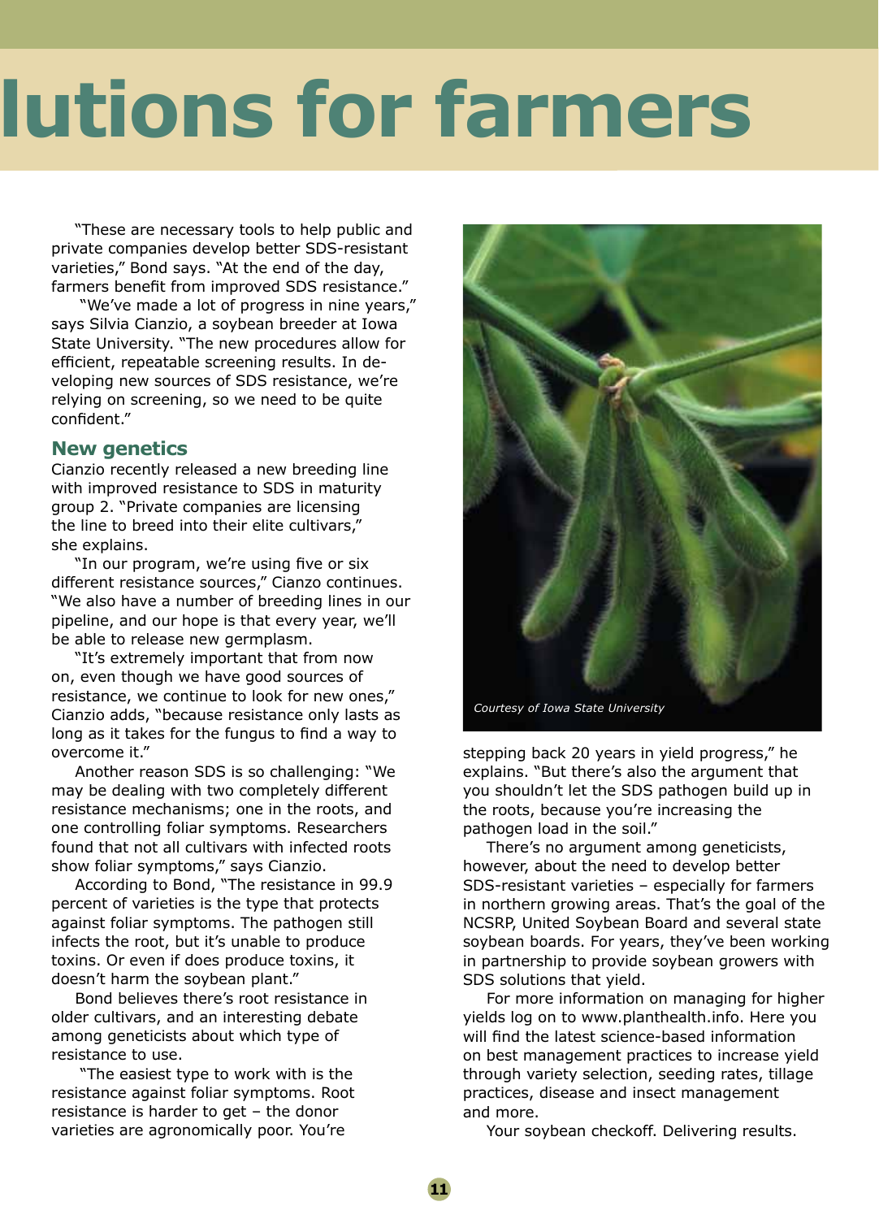# lutions for farmers

"These are necessary tools to help public and private companies develop better SDS-resistant varieties," Bond says. "At the end of the day, farmers benefit from improved SDS resistance."

"We've made a lot of progress in nine years," says Silvia Cianzio, a soybean breeder at Iowa State University. "The new procedures allow for efficient, repeatable screening results. In developing new sources of SDS resistance, we're relying on screening, so we need to be quite confident."

## New genetics

Cianzio recently released a new breeding line with improved resistance to SDS in maturity group 2. "Private companies are licensing the line to breed into their elite cultivars," she explains.

"In our program, we're using five or six different resistance sources," Cianzo continues. "We also have a number of breeding lines in our pipeline, and our hope is that every year, we'll be able to release new germplasm.

"It's extremely important that from now on, even though we have good sources of resistance, we continue to look for new ones," Cianzio adds, "because resistance only lasts as long as it takes for the fungus to find a way to overcome it."

Another reason SDS is so challenging: "We may be dealing with two completely different resistance mechanisms; one in the roots, and one controlling foliar symptoms. Researchers found that not all cultivars with infected roots show foliar symptoms," says Cianzio.

According to Bond, "The resistance in 99.9 percent of varieties is the type that protects against foliar symptoms. The pathogen still infects the root, but it's unable to produce toxins. Or even if does produce toxins, it doesn't harm the soybean plant."

Bond believes there's root resistance in older cultivars, and an interesting debate among geneticists about which type of resistance to use.

"The easiest type to work with is the resistance against foliar symptoms. Root resistance is harder to get – the donor varieties are agronomically poor. You're stepping back 20 years in yield progress," he explains. "But there's also the argument that you shouldn't let the SDS pathogen build up in the roots, because you're increasing the pathogen load in the soil."

*Courtesy of Iowa State University*

There's no argument among geneticists, however, about the need to develop better SDS-resistant varieties – especially for farmers in northern growing areas. That's the goal of the NCSRP, United Soybean Board and several state soybean boards. For years, they've been working in partnership to provide soybean growers with SDS solutions that yield.

For more information on managing for higher yields log on to www.planthealth.info. Here you will find the latest science-based information on best management practices to increase yield through variety selection, seeding rates, tillage practices, disease and insect management and more.

Your soybean checkoff. Delivering results.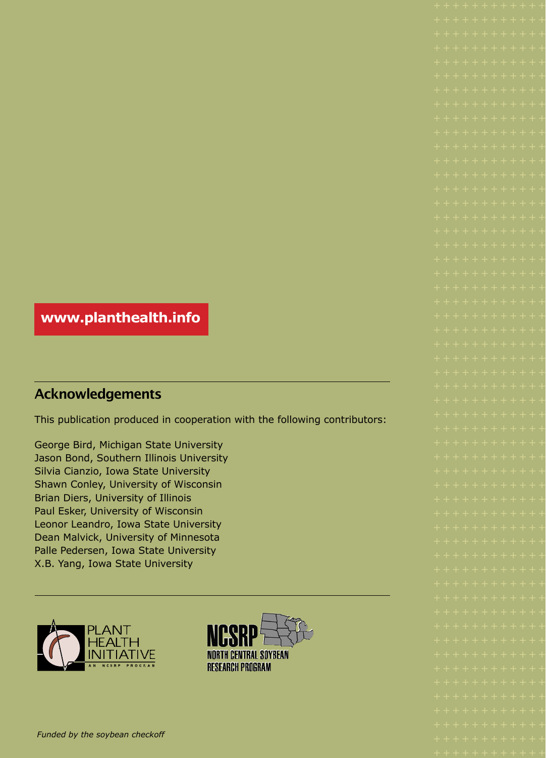**www.planthealth.info**

## Acknowledgements

This publication produced in cooperation with the following contributors:

George Bird, Michigan State University
Jason Bond, Southern Illinois University
Silvia Cianzio, Iowa State University
Shawn Conley, University of Wisconsin
Brian Diers, University of Illinois
Paul Esker, University of Wisconsin
Leonor Leandro, Iowa State University
Dean Malvick, University of Minnesota
Palle Pedersen, Iowa State University
X.B. Yang, Iowa State University

PLANT HEALTH INITIATIVE
AN NCSRP PROGRAM

NCSRP
NORTH CENTRAL SOYBEAN RESEARCH PROGRAM

*Funded by the soybean checkoff*